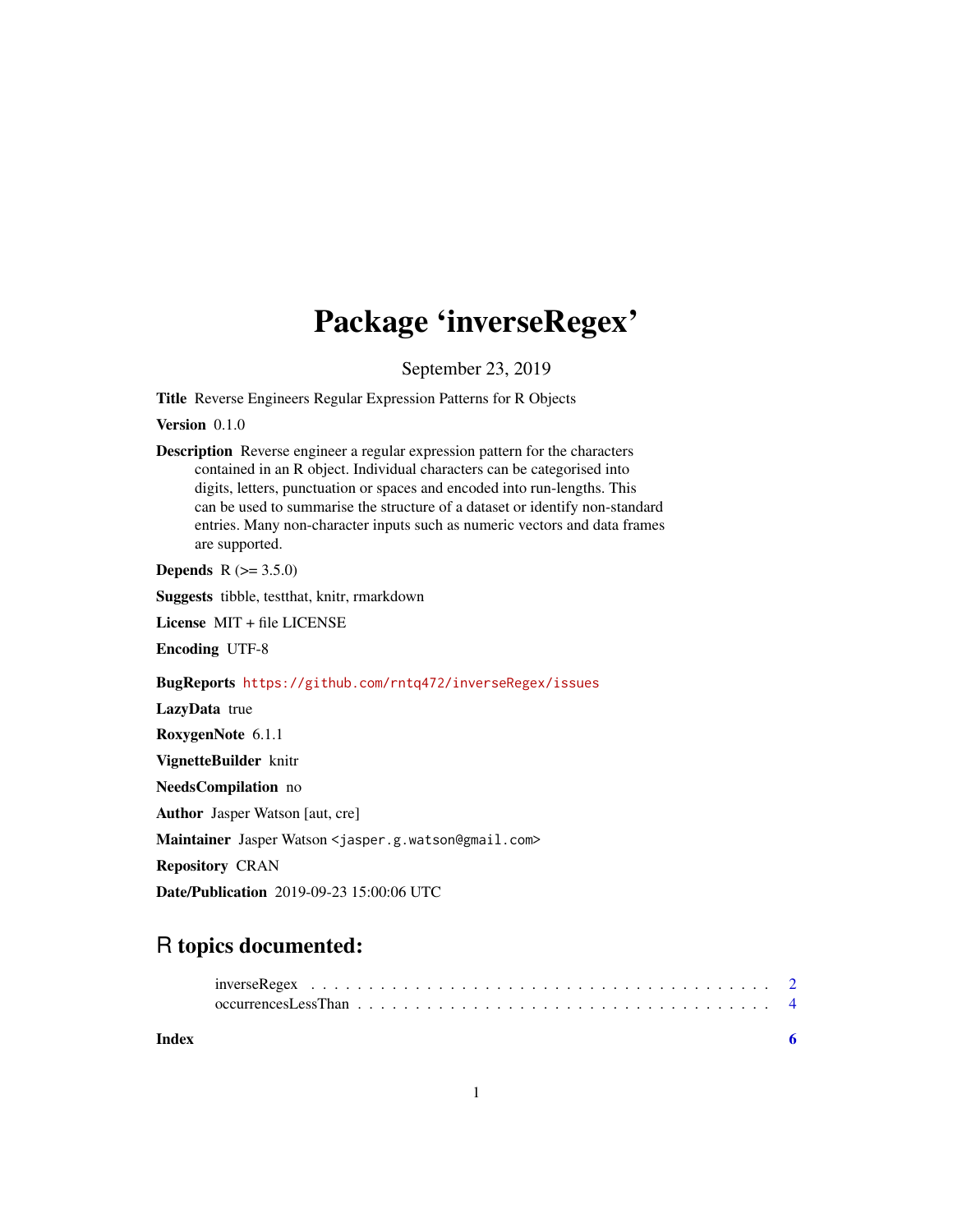# Package 'inverseRegex'

September 23, 2019

**Title** Reverse Engineers Regular Expression Patterns for R Objects

**Version** 0.1.0

**Description** Reverse engineer a regular expression pattern for the characters contained in an R object. Individual characters can be categorised into digits, letters, punctuation or spaces and encoded into run-lengths. This can be used to summarise the structure of a dataset or identify non-standard entries. Many non-character inputs such as numeric vectors and data frames are supported.

**Depends** R (>= 3.5.0)

**Suggests** tibble, testthat, knitr, rmarkdown

**License** MIT + file LICENSE

**Encoding** UTF-8

**BugReports** https://github.com/rntq472/inverseRegex/issues

**LazyData** true

**RoxygenNote** 6.1.1

**VignetteBuilder** knitr

**NeedsCompilation** no

**Author** Jasper Watson [aut, cre]

**Maintainer** Jasper Watson <jasper.g.watson@gmail.com>

**Repository** CRAN

**Date/Publication** 2019-09-23 15:00:06 UTC

## R topics documented:

inverseRegex . . . . . . . . . . . . . . . . . . . . . . . . . . . . . . . . . . . . . . . . 2
occurrencesLessThan . . . . . . . . . . . . . . . . . . . . . . . . . . . . . . . . . . . 4

**Index** 6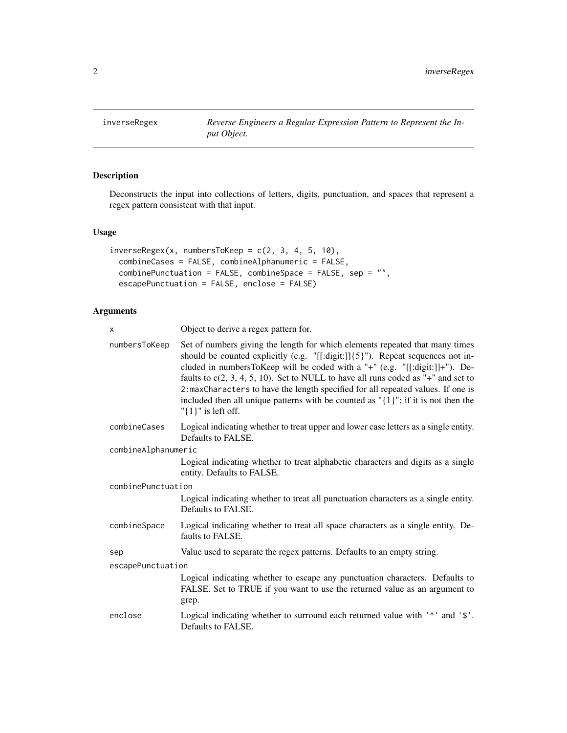# inverseRegex — *Reverse Engineers a Regular Expression Pattern to Represent the Input Object.*

## Description

Deconstructs the input into collections of letters, digits, punctuation, and spaces that represent a regex pattern consistent with that input.

## Usage

```
inverseRegex(x, numbersToKeep = c(2, 3, 4, 5, 10),
  combineCases = FALSE, combineAlphanumeric = FALSE,
  combinePunctuation = FALSE, combineSpace = FALSE, sep = "",
  escapePunctuation = FALSE, enclose = FALSE)
```

## Arguments

`x`
: Object to derive a regex pattern for.

`numbersToKeep`
: Set of numbers giving the length for which elements repeated that many times should be counted explicitly (e.g. "[[:digit:]]{5}"). Repeat sequences not included in numbersToKeep will be coded with a "+" (e.g. "[[:digit:]]+"). Defaults to c(2, 3, 4, 5, 10). Set to NULL to have all runs coded as "+" and set to `2:maxCharacters` to have the length specified for all repeated values. If one is included then all unique patterns with be counted as "{1}"; if it is not then the "{1}" is left off.

`combineCases`
: Logical indicating whether to treat upper and lower case letters as a single entity. Defaults to FALSE.

`combineAlphanumeric`
: Logical indicating whether to treat alphabetic characters and digits as a single entity. Defaults to FALSE.

`combinePunctuation`
: Logical indicating whether to treat all punctuation characters as a single entity. Defaults to FALSE.

`combineSpace`
: Logical indicating whether to treat all space characters as a single entity. Defaults to FALSE.

`sep`
: Value used to separate the regex patterns. Defaults to an empty string.

`escapePunctuation`
: Logical indicating whether to escape any punctuation characters. Defaults to FALSE. Set to TRUE if you want to use the returned value as an argument to grep.

`enclose`
: Logical indicating whether to surround each returned value with `'^'` and `'$'`. Defaults to FALSE.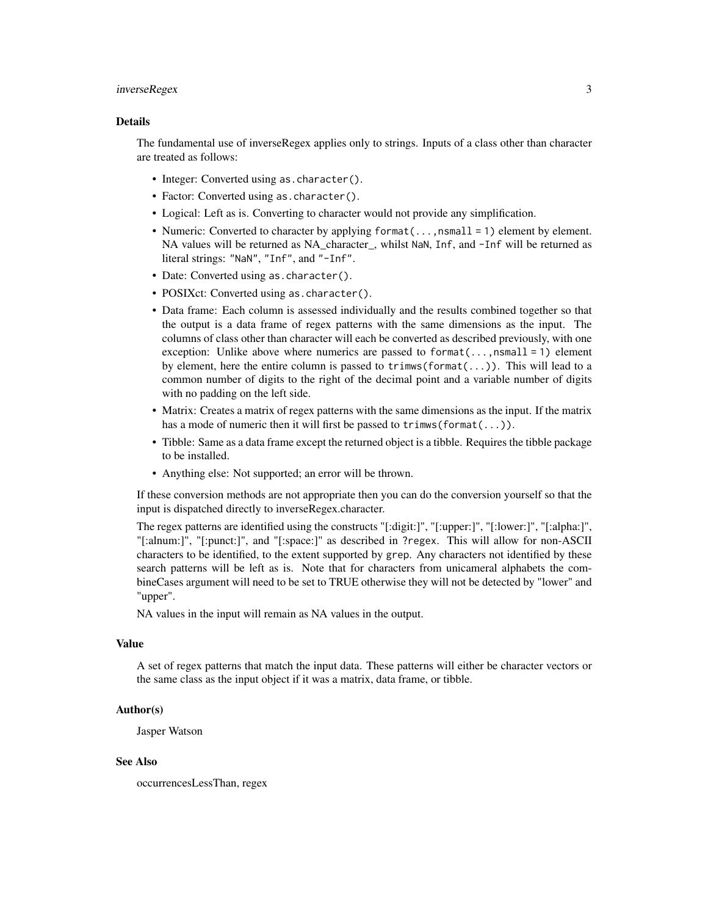### Details

The fundamental use of inverseRegex applies only to strings. Inputs of a class other than character are treated as follows:

- Integer: Converted using `as.character()`.
- Factor: Converted using `as.character()`.
- Logical: Left as is. Converting to character would not provide any simplification.
- Numeric: Converted to character by applying `format(...,nsmall = 1)` element by element. NA values will be returned as NA_character_, whilst `NaN`, `Inf`, and `-Inf` will be returned as literal strings: `"NaN"`, `"Inf"`, and `"-Inf"`.
- Date: Converted using `as.character()`.
- POSIXct: Converted using `as.character()`.
- Data frame: Each column is assessed individually and the results combined together so that the output is a data frame of regex patterns with the same dimensions as the input. The columns of class other than character will each be converted as described previously, with one exception: Unlike above where numerics are passed to `format(...,nsmall = 1)` element by element, here the entire column is passed to `trimws(format(...))`. This will lead to a common number of digits to the right of the decimal point and a variable number of digits with no padding on the left side.
- Matrix: Creates a matrix of regex patterns with the same dimensions as the input. If the matrix has a mode of numeric then it will first be passed to `trimws(format(...))`.
- Tibble: Same as a data frame except the returned object is a tibble. Requires the tibble package to be installed.
- Anything else: Not supported; an error will be thrown.

If these conversion methods are not appropriate then you can do the conversion yourself so that the input is dispatched directly to inverseRegex.character.

The regex patterns are identified using the constructs "[:digit:]", "[:upper:]", "[:lower:]", "[:alpha:]", "[:alnum:]", "[:punct:]", and "[:space:]" as described in `?regex`. This will allow for non-ASCII characters to be identified, to the extent supported by `grep`. Any characters not identified by these search patterns will be left as is. Note that for characters from unicameral alphabets the combineCases argument will need to be set to TRUE otherwise they will not be detected by "lower" and "upper".

NA values in the input will remain as NA values in the output.

### Value

A set of regex patterns that match the input data. These patterns will either be character vectors or the same class as the input object if it was a matrix, data frame, or tibble.

### Author(s)

Jasper Watson

### See Also

occurrencesLessThan, regex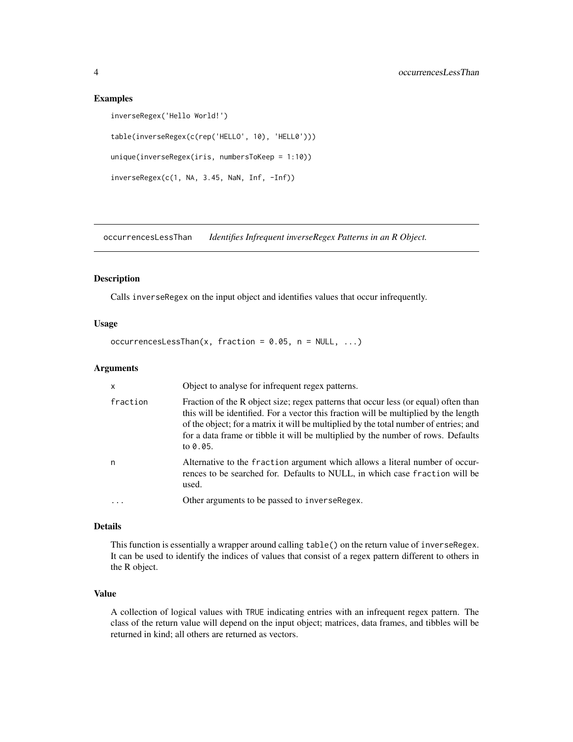## Examples

```
inverseRegex('Hello World!')

table(inverseRegex(c(rep('HELLO', 10), 'HELL0')))

unique(inverseRegex(iris, numbersToKeep = 1:10))

inverseRegex(c(1, NA, 3.45, NaN, Inf, -Inf))
```

---

# occurrencesLessThan *Identifies Infrequent inverseRegex Patterns in an R Object.*

---

## Description

Calls `inverseRegex` on the input object and identifies values that occur infrequently.

## Usage

```
occurrencesLessThan(x, fraction = 0.05, n = NULL, ...)
```

## Arguments

| | |
|---|---|
| `x` | Object to analyse for infrequent regex patterns. |
| `fraction` | Fraction of the R object size; regex patterns that occur less (or equal) often than this will be identified. For a vector this fraction will be multiplied by the length of the object; for a matrix it will be multiplied by the total number of entries; and for a data frame or tibble it will be multiplied by the number of rows. Defaults to `0.05`. |
| `n` | Alternative to the `fraction` argument which allows a literal number of occurrences to be searched for. Defaults to NULL, in which case `fraction` will be used. |
| `...` | Other arguments to be passed to `inverseRegex`. |

## Details

This function is essentially a wrapper around calling `table()` on the return value of `inverseRegex`. It can be used to identify the indices of values that consist of a regex pattern different to others in the R object.

## Value

A collection of logical values with `TRUE` indicating entries with an infrequent regex pattern. The class of the return value will depend on the input object; matrices, data frames, and tibbles will be returned in kind; all others are returned as vectors.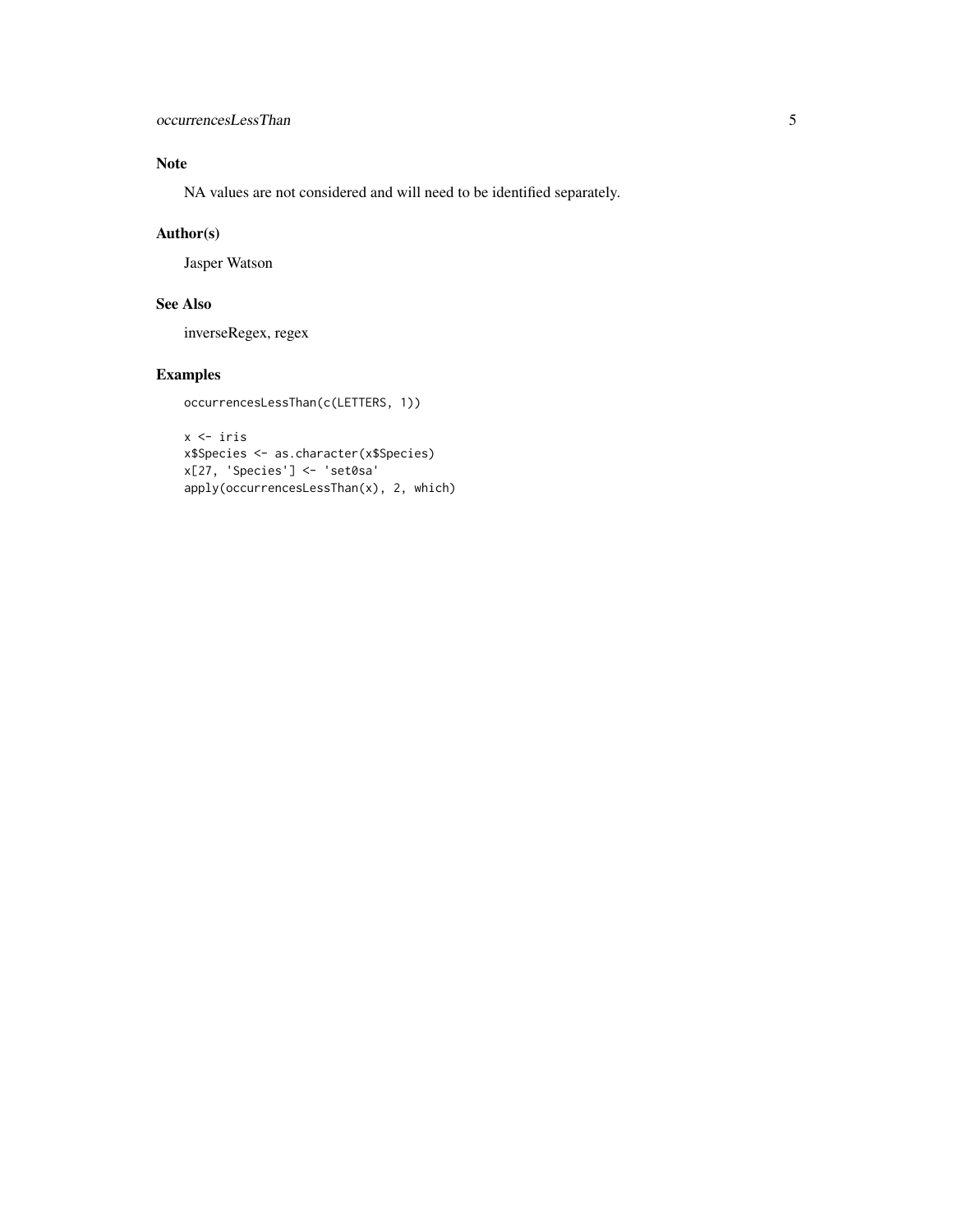## Note

NA values are not considered and will need to be identified separately.

## Author(s)

Jasper Watson

## See Also

inverseRegex, regex

## Examples

```
occurrencesLessThan(c(LETTERS, 1))

x <- iris
x$Species <- as.character(x$Species)
x[27, 'Species'] <- 'set0sa'
apply(occurrencesLessThan(x), 2, which)
```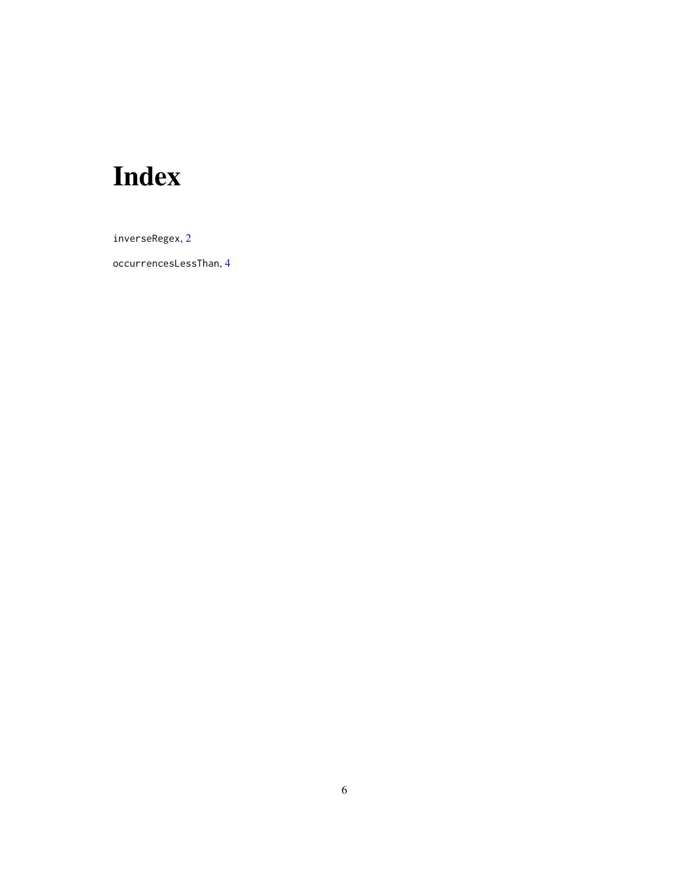# Index

inverseRegex, 2

occurrencesLessThan, 4